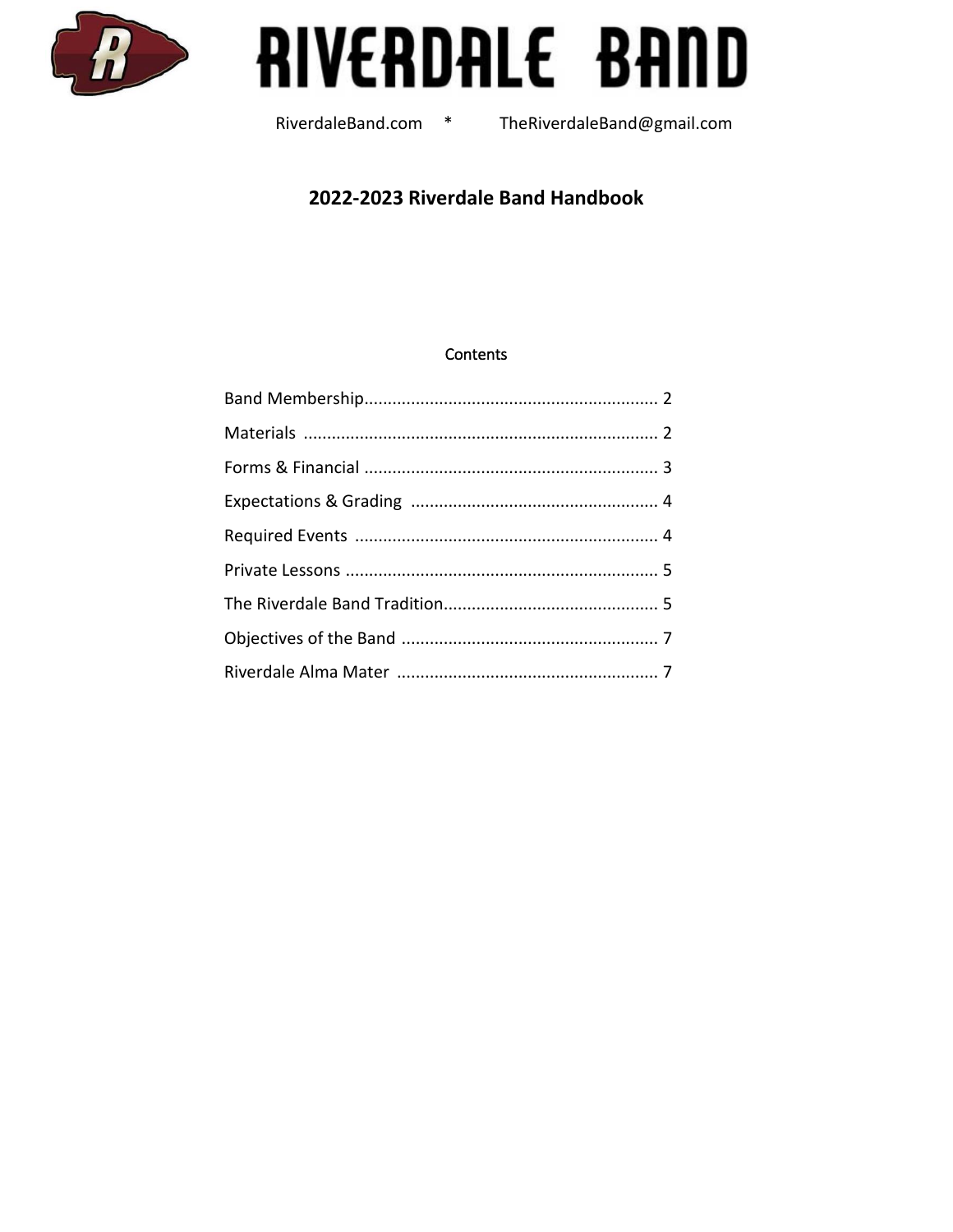# RIVERDALE BAND

RiverdaleBand.com * TheRiverdaleBand@gmail.com

## 2022-2023 Riverdale Band Handbook

### Contents

Band Membership.............................................................. 2

Materials .......................................................................... 2

Forms & Financial .............................................................. 3

Expectations & Grading .................................................... 4

Required Events ................................................................ 4

Private Lessons .................................................................. 5

The Riverdale Band Tradition............................................. 5

Objectives of the Band ...................................................... 7

Riverdale Alma Mater ....................................................... 7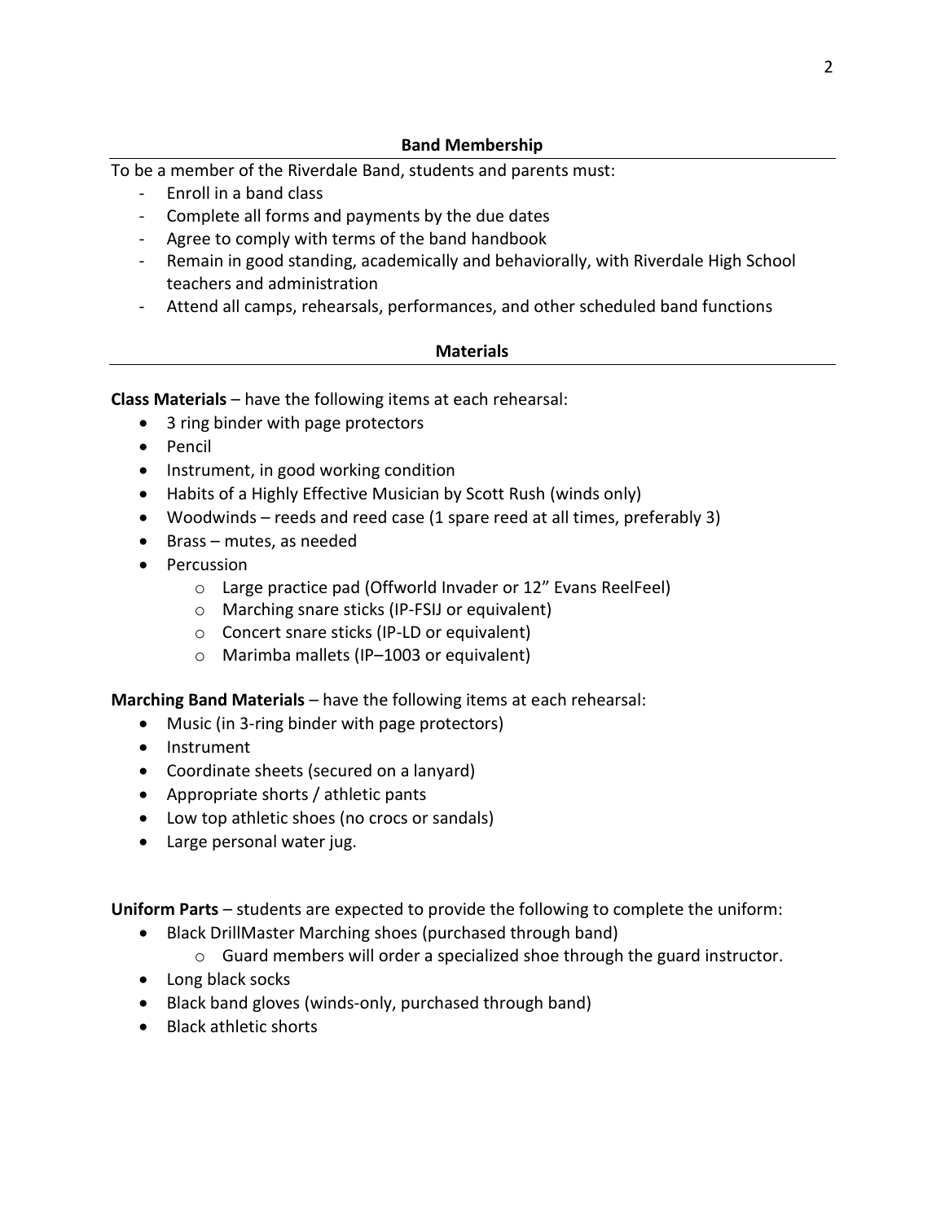## Band Membership

To be a member of the Riverdale Band, students and parents must:

- Enroll in a band class
- Complete all forms and payments by the due dates
- Agree to comply with terms of the band handbook
- Remain in good standing, academically and behaviorally, with Riverdale High School teachers and administration
- Attend all camps, rehearsals, performances, and other scheduled band functions

## Materials

**Class Materials** – have the following items at each rehearsal:

- 3 ring binder with page protectors
- Pencil
- Instrument, in good working condition
- Habits of a Highly Effective Musician by Scott Rush (winds only)
- Woodwinds – reeds and reed case (1 spare reed at all times, preferably 3)
- Brass – mutes, as needed
- Percussion
    - Large practice pad (Offworld Invader or 12" Evans ReelFeel)
    - Marching snare sticks (IP-FSIJ or equivalent)
    - Concert snare sticks (IP-LD or equivalent)
    - Marimba mallets (IP–1003 or equivalent)

**Marching Band Materials** – have the following items at each rehearsal:

- Music (in 3-ring binder with page protectors)
- Instrument
- Coordinate sheets (secured on a lanyard)
- Appropriate shorts / athletic pants
- Low top athletic shoes (no crocs or sandals)
- Large personal water jug.

**Uniform Parts** – students are expected to provide the following to complete the uniform:

- Black DrillMaster Marching shoes (purchased through band)
    - Guard members will order a specialized shoe through the guard instructor.
- Long black socks
- Black band gloves (winds-only, purchased through band)
- Black athletic shorts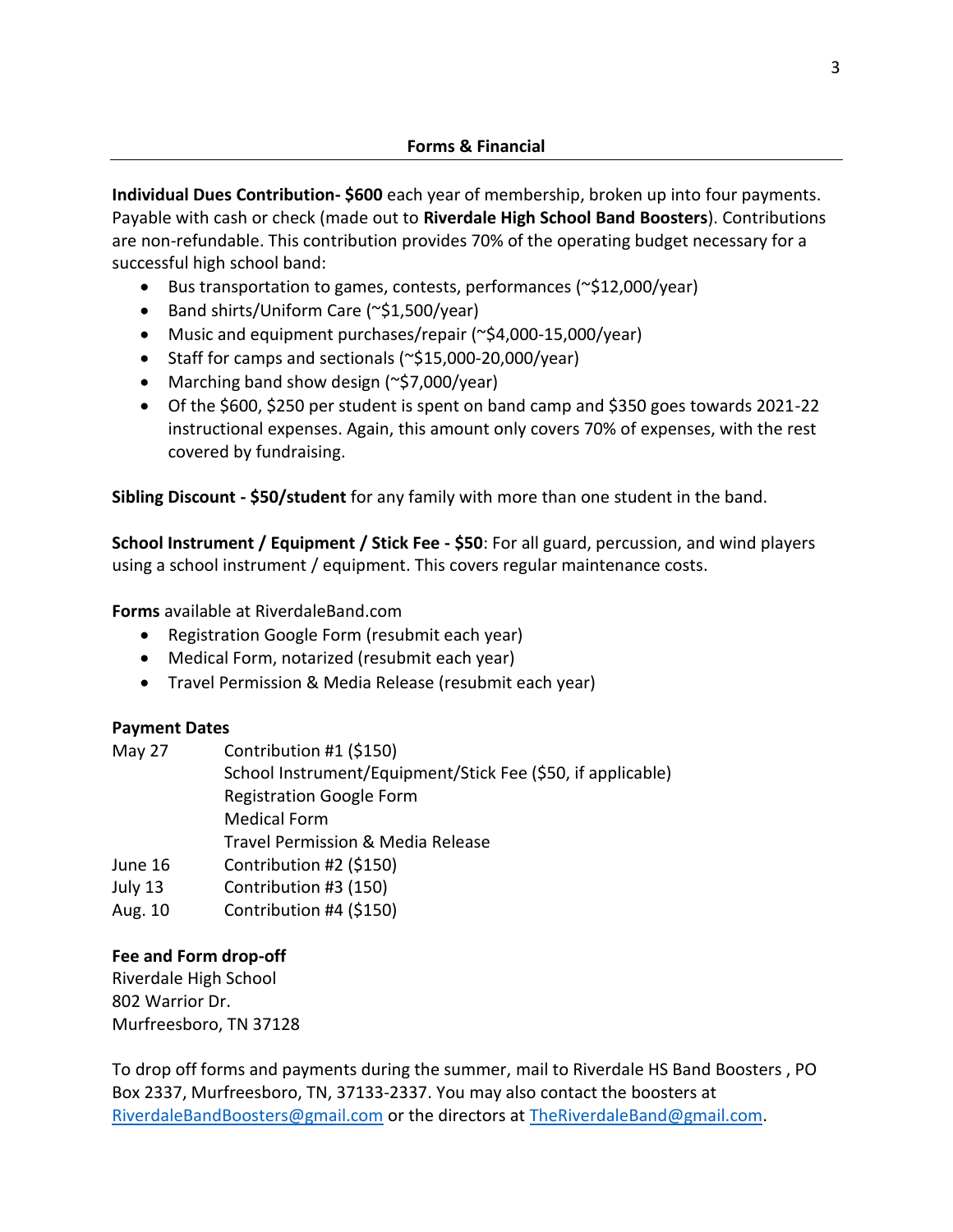## Forms & Financial

**Individual Dues Contribution- $600** each year of membership, broken up into four payments. Payable with cash or check (made out to **Riverdale High School Band Boosters**). Contributions are non-refundable. This contribution provides 70% of the operating budget necessary for a successful high school band:

- Bus transportation to games, contests, performances (~$12,000/year)
- Band shirts/Uniform Care (~$1,500/year)
- Music and equipment purchases/repair (~$4,000-15,000/year)
- Staff for camps and sectionals (~$15,000-20,000/year)
- Marching band show design (~$7,000/year)
- Of the $600, $250 per student is spent on band camp and $350 goes towards 2021-22 instructional expenses. Again, this amount only covers 70% of expenses, with the rest covered by fundraising.

**Sibling Discount - $50/student** for any family with more than one student in the band.

**School Instrument / Equipment / Stick Fee - $50**: For all guard, percussion, and wind players using a school instrument / equipment. This covers regular maintenance costs.

**Forms** available at RiverdaleBand.com

- Registration Google Form (resubmit each year)
- Medical Form, notarized (resubmit each year)
- Travel Permission & Media Release (resubmit each year)

**Payment Dates**

| | |
|---|---|
| May 27 | Contribution #1 ($150) |
| | School Instrument/Equipment/Stick Fee ($50, if applicable) |
| | Registration Google Form |
| | Medical Form |
| | Travel Permission & Media Release |
| June 16 | Contribution #2 ($150) |
| July 13 | Contribution #3 (150) |
| Aug. 10 | Contribution #4 ($150) |

**Fee and Form drop-off**

Riverdale High School
802 Warrior Dr.
Murfreesboro, TN 37128

To drop off forms and payments during the summer, mail to Riverdale HS Band Boosters , PO Box 2337, Murfreesboro, TN, 37133-2337. You may also contact the boosters at RiverdaleBandBoosters@gmail.com or the directors at TheRiverdaleBand@gmail.com.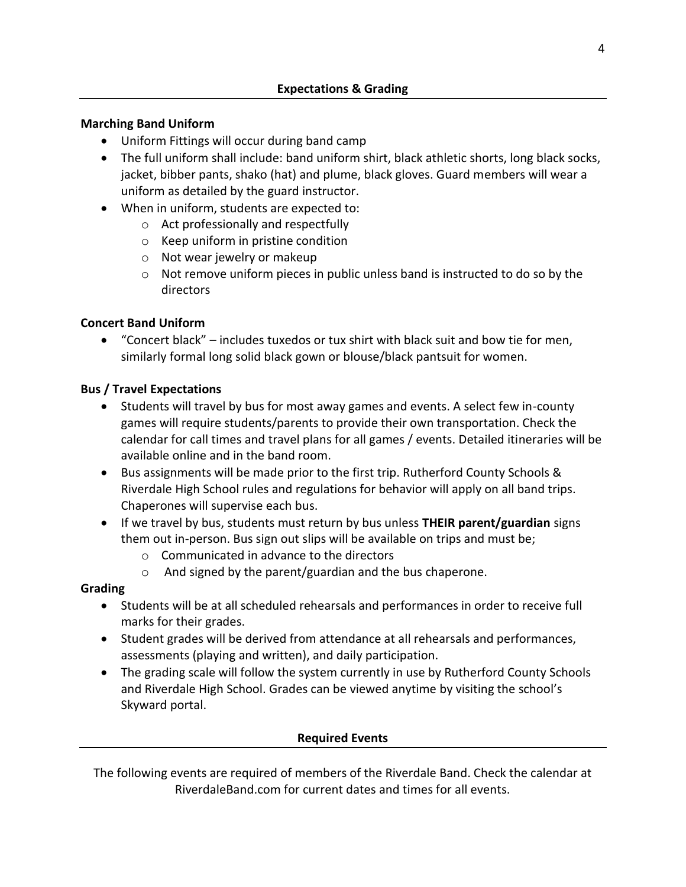## Expectations & Grading

### Marching Band Uniform

- Uniform Fittings will occur during band camp
- The full uniform shall include: band uniform shirt, black athletic shorts, long black socks, jacket, bibber pants, shako (hat) and plume, black gloves. Guard members will wear a uniform as detailed by the guard instructor.
- When in uniform, students are expected to:
  - Act professionally and respectfully
  - Keep uniform in pristine condition
  - Not wear jewelry or makeup
  - Not remove uniform pieces in public unless band is instructed to do so by the directors

### Concert Band Uniform

- "Concert black" – includes tuxedos or tux shirt with black suit and bow tie for men, similarly formal long solid black gown or blouse/black pantsuit for women.

### Bus / Travel Expectations

- Students will travel by bus for most away games and events. A select few in-county games will require students/parents to provide their own transportation. Check the calendar for call times and travel plans for all games / events. Detailed itineraries will be available online and in the band room.
- Bus assignments will be made prior to the first trip. Rutherford County Schools & Riverdale High School rules and regulations for behavior will apply on all band trips. Chaperones will supervise each bus.
- If we travel by bus, students must return by bus unless **THEIR parent/guardian** signs them out in-person. Bus sign out slips will be available on trips and must be;
  - Communicated in advance to the directors
  - And signed by the parent/guardian and the bus chaperone.

### Grading

- Students will be at all scheduled rehearsals and performances in order to receive full marks for their grades.
- Student grades will be derived from attendance at all rehearsals and performances, assessments (playing and written), and daily participation.
- The grading scale will follow the system currently in use by Rutherford County Schools and Riverdale High School. Grades can be viewed anytime by visiting the school's Skyward portal.

## Required Events

The following events are required of members of the Riverdale Band. Check the calendar at RiverdaleBand.com for current dates and times for all events.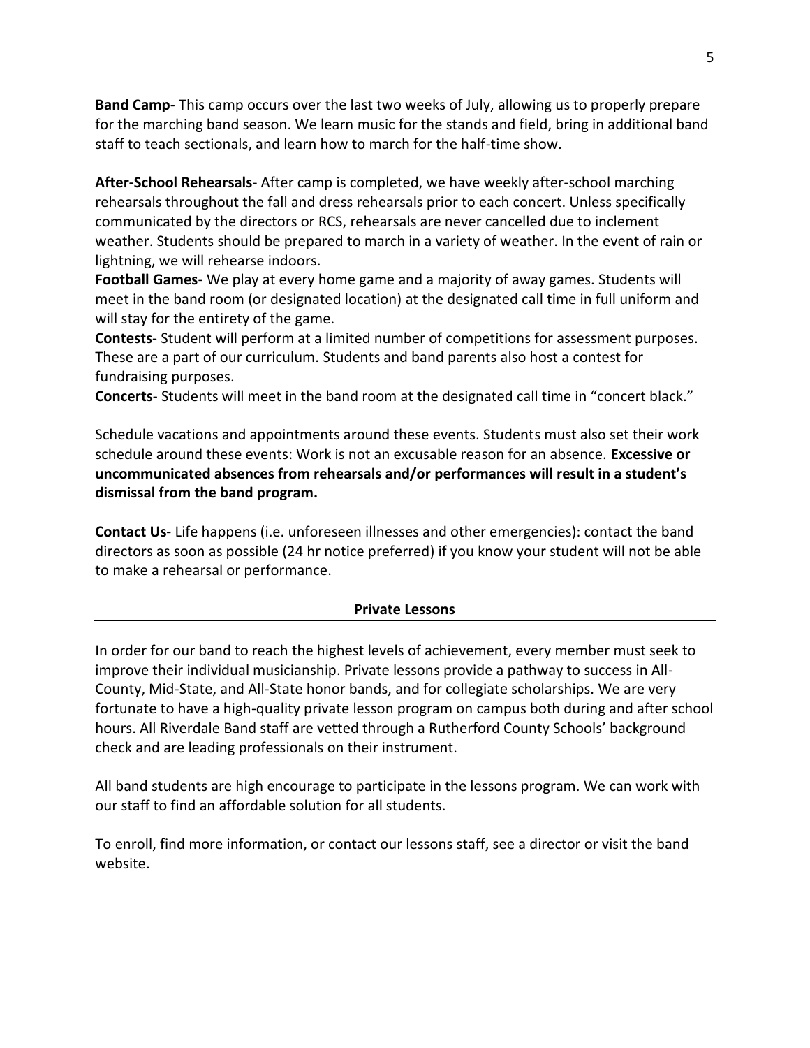**Band Camp**- This camp occurs over the last two weeks of July, allowing us to properly prepare for the marching band season. We learn music for the stands and field, bring in additional band staff to teach sectionals, and learn how to march for the half-time show.

**After-School Rehearsals**- After camp is completed, we have weekly after-school marching rehearsals throughout the fall and dress rehearsals prior to each concert. Unless specifically communicated by the directors or RCS, rehearsals are never cancelled due to inclement weather. Students should be prepared to march in a variety of weather. In the event of rain or lightning, we will rehearse indoors.

**Football Games**- We play at every home game and a majority of away games. Students will meet in the band room (or designated location) at the designated call time in full uniform and will stay for the entirety of the game.

**Contests**- Student will perform at a limited number of competitions for assessment purposes. These are a part of our curriculum. Students and band parents also host a contest for fundraising purposes.

**Concerts**- Students will meet in the band room at the designated call time in "concert black."

Schedule vacations and appointments around these events. Students must also set their work schedule around these events: Work is not an excusable reason for an absence. **Excessive or uncommunicated absences from rehearsals and/or performances will result in a student's dismissal from the band program.**

**Contact Us**- Life happens (i.e. unforeseen illnesses and other emergencies): contact the band directors as soon as possible (24 hr notice preferred) if you know your student will not be able to make a rehearsal or performance.

## Private Lessons

In order for our band to reach the highest levels of achievement, every member must seek to improve their individual musicianship. Private lessons provide a pathway to success in All-County, Mid-State, and All-State honor bands, and for collegiate scholarships. We are very fortunate to have a high-quality private lesson program on campus both during and after school hours. All Riverdale Band staff are vetted through a Rutherford County Schools' background check and are leading professionals on their instrument.

All band students are high encourage to participate in the lessons program. We can work with our staff to find an affordable solution for all students.

To enroll, find more information, or contact our lessons staff, see a director or visit the band website.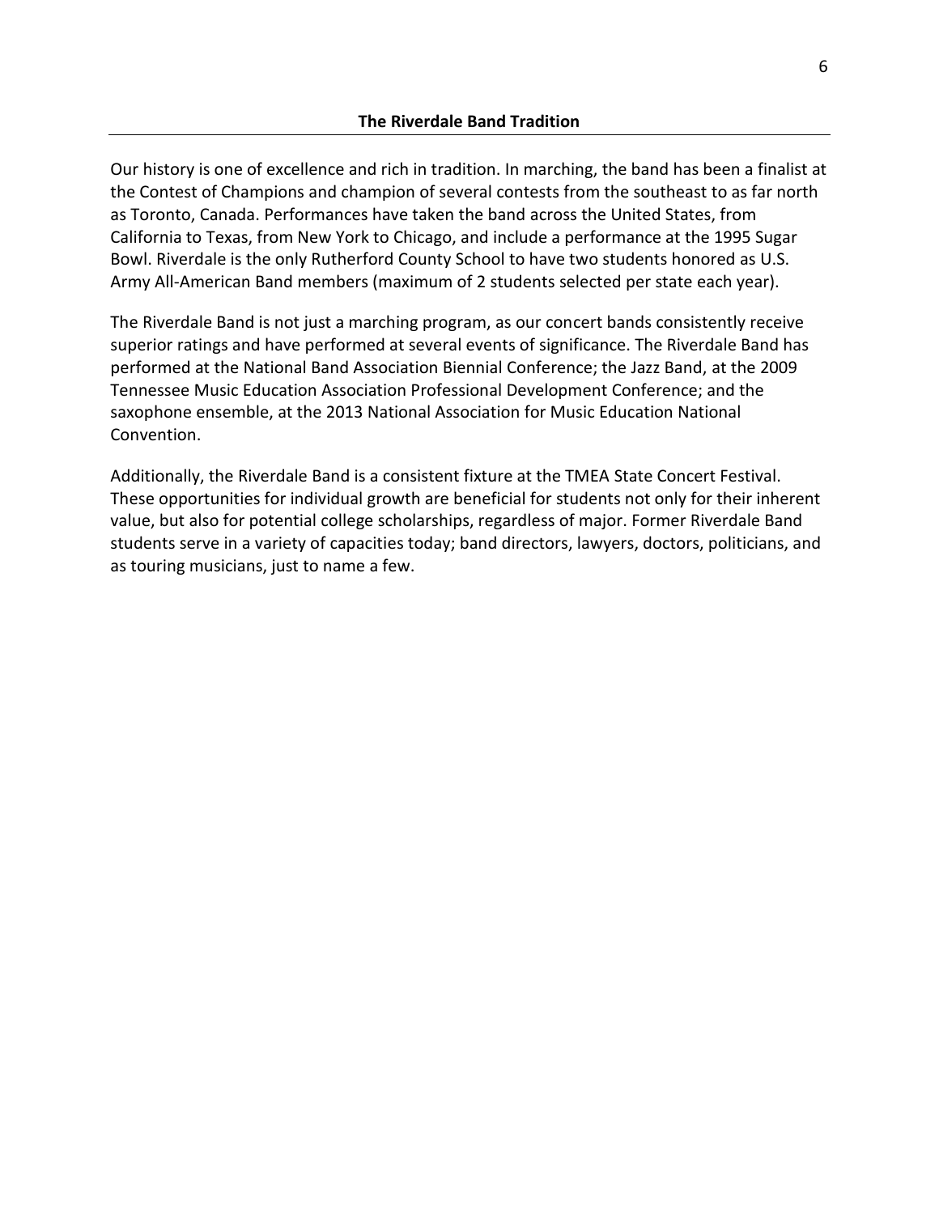## The Riverdale Band Tradition

Our history is one of excellence and rich in tradition. In marching, the band has been a finalist at the Contest of Champions and champion of several contests from the southeast to as far north as Toronto, Canada. Performances have taken the band across the United States, from California to Texas, from New York to Chicago, and include a performance at the 1995 Sugar Bowl. Riverdale is the only Rutherford County School to have two students honored as U.S. Army All-American Band members (maximum of 2 students selected per state each year).

The Riverdale Band is not just a marching program, as our concert bands consistently receive superior ratings and have performed at several events of significance. The Riverdale Band has performed at the National Band Association Biennial Conference; the Jazz Band, at the 2009 Tennessee Music Education Association Professional Development Conference; and the saxophone ensemble, at the 2013 National Association for Music Education National Convention.

Additionally, the Riverdale Band is a consistent fixture at the TMEA State Concert Festival. These opportunities for individual growth are beneficial for students not only for their inherent value, but also for potential college scholarships, regardless of major. Former Riverdale Band students serve in a variety of capacities today; band directors, lawyers, doctors, politicians, and as touring musicians, just to name a few.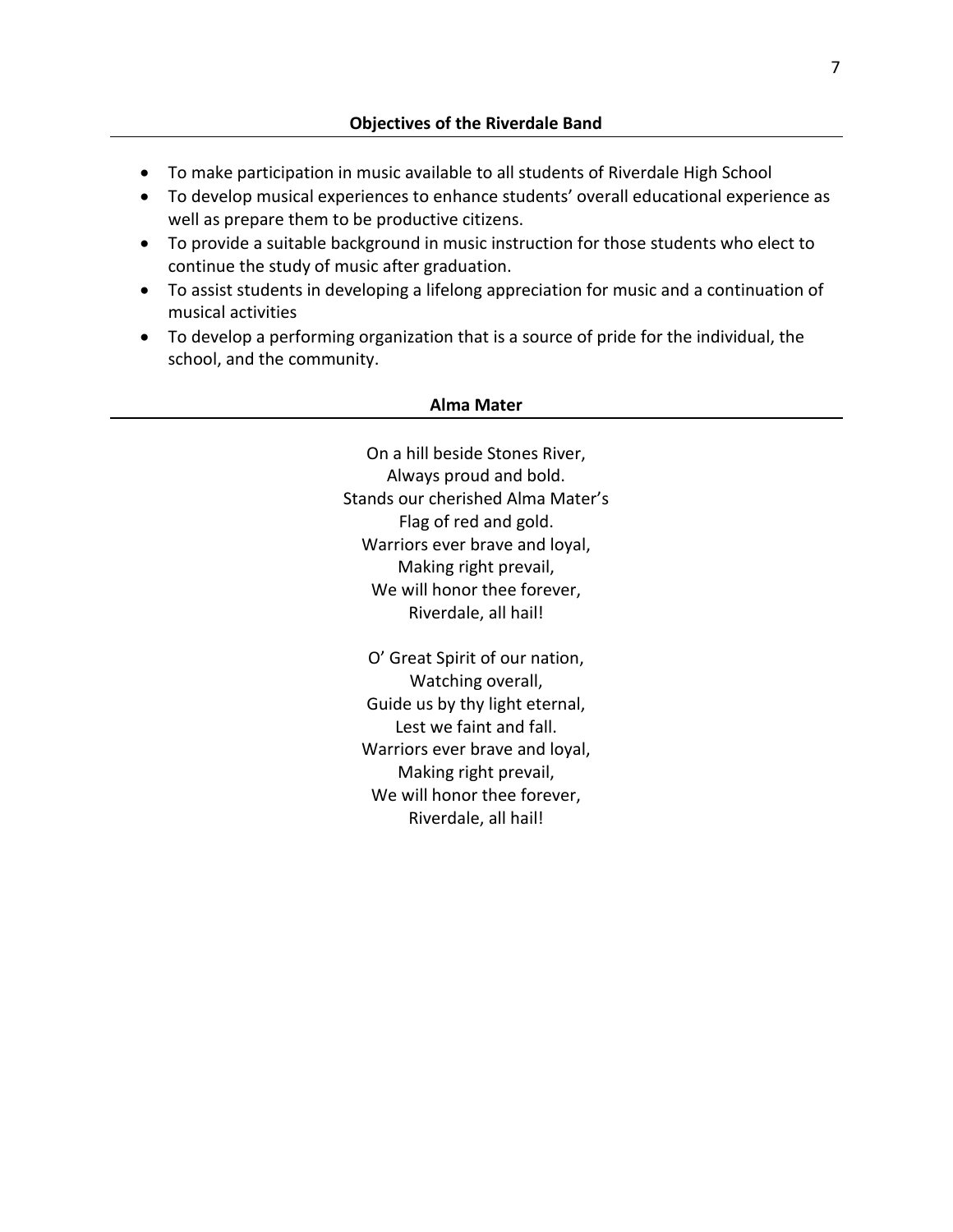## Objectives of the Riverdale Band

- To make participation in music available to all students of Riverdale High School
- To develop musical experiences to enhance students' overall educational experience as well as prepare them to be productive citizens.
- To provide a suitable background in music instruction for those students who elect to continue the study of music after graduation.
- To assist students in developing a lifelong appreciation for music and a continuation of musical activities
- To develop a performing organization that is a source of pride for the individual, the school, and the community.

## Alma Mater

On a hill beside Stones River,
Always proud and bold.
Stands our cherished Alma Mater's
Flag of red and gold.
Warriors ever brave and loyal,
Making right prevail,
We will honor thee forever,
Riverdale, all hail!

O' Great Spirit of our nation,
Watching overall,
Guide us by thy light eternal,
Lest we faint and fall.
Warriors ever brave and loyal,
Making right prevail,
We will honor thee forever,
Riverdale, all hail!